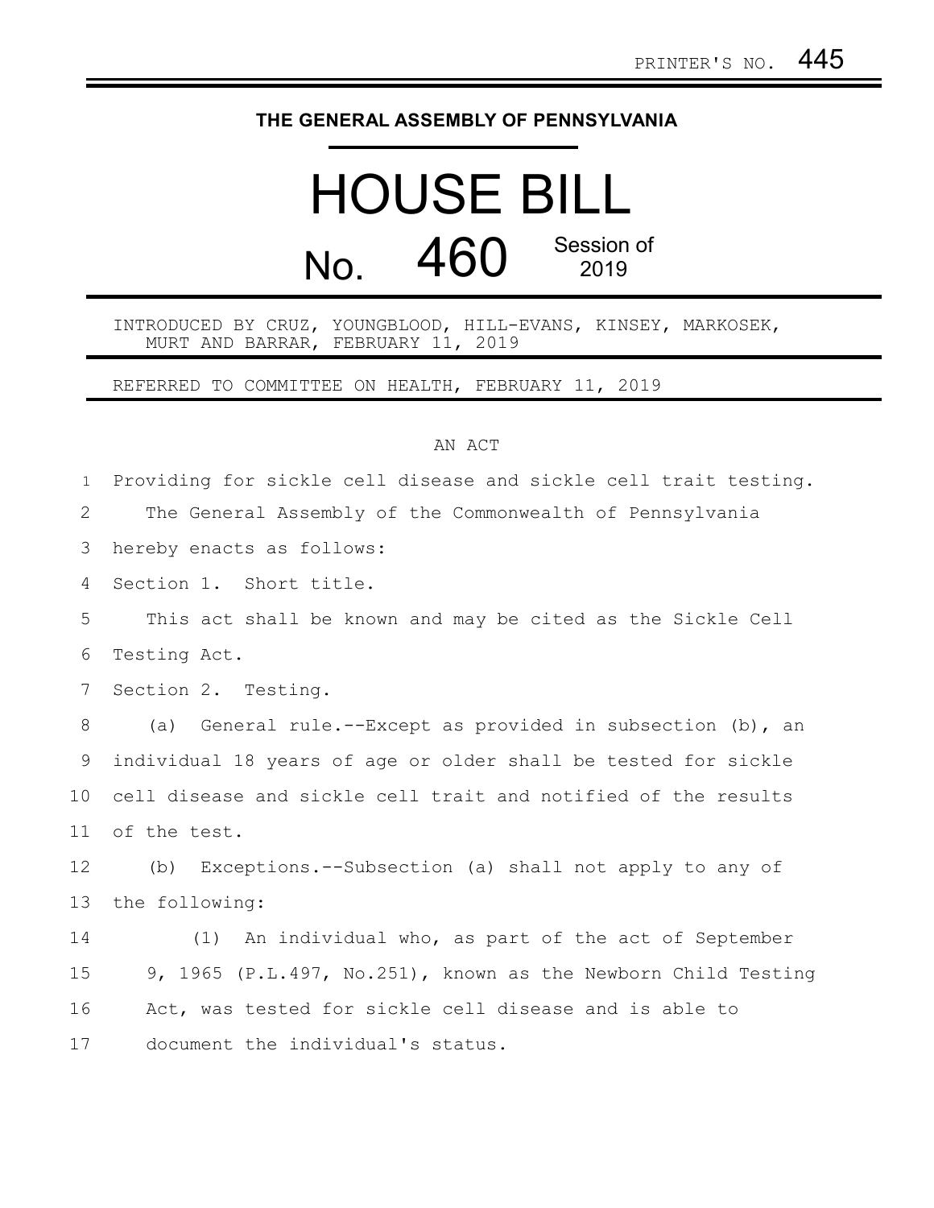PRINTER'S NO. 445

# THE GENERAL ASSEMBLY OF PENNSYLVANIA

# HOUSE BILL

## No. 460 Session of 2019

INTRODUCED BY CRUZ, YOUNGBLOOD, HILL-EVANS, KINSEY, MARKOSEK, MURT AND BARRAR, FEBRUARY 11, 2019

REFERRED TO COMMITTEE ON HEALTH, FEBRUARY 11, 2019

AN ACT

Providing for sickle cell disease and sickle cell trait testing.

The General Assembly of the Commonwealth of Pennsylvania hereby enacts as follows:

Section 1. Short title.

This act shall be known and may be cited as the Sickle Cell Testing Act.

Section 2. Testing.

(a) General rule.--Except as provided in subsection (b), an individual 18 years of age or older shall be tested for sickle cell disease and sickle cell trait and notified of the results of the test.

(b) Exceptions.--Subsection (a) shall not apply to any of the following:

(1) An individual who, as part of the act of September 9, 1965 (P.L.497, No.251), known as the Newborn Child Testing Act, was tested for sickle cell disease and is able to document the individual's status.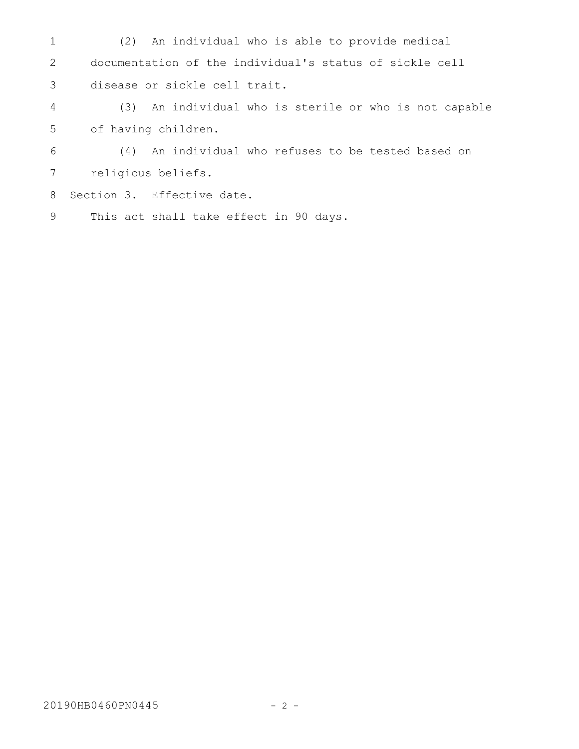(2) An individual who is able to provide medical documentation of the individual's status of sickle cell disease or sickle cell trait.

(3) An individual who is sterile or who is not capable of having children.

(4) An individual who refuses to be tested based on religious beliefs.

Section 3. Effective date.

This act shall take effect in 90 days.